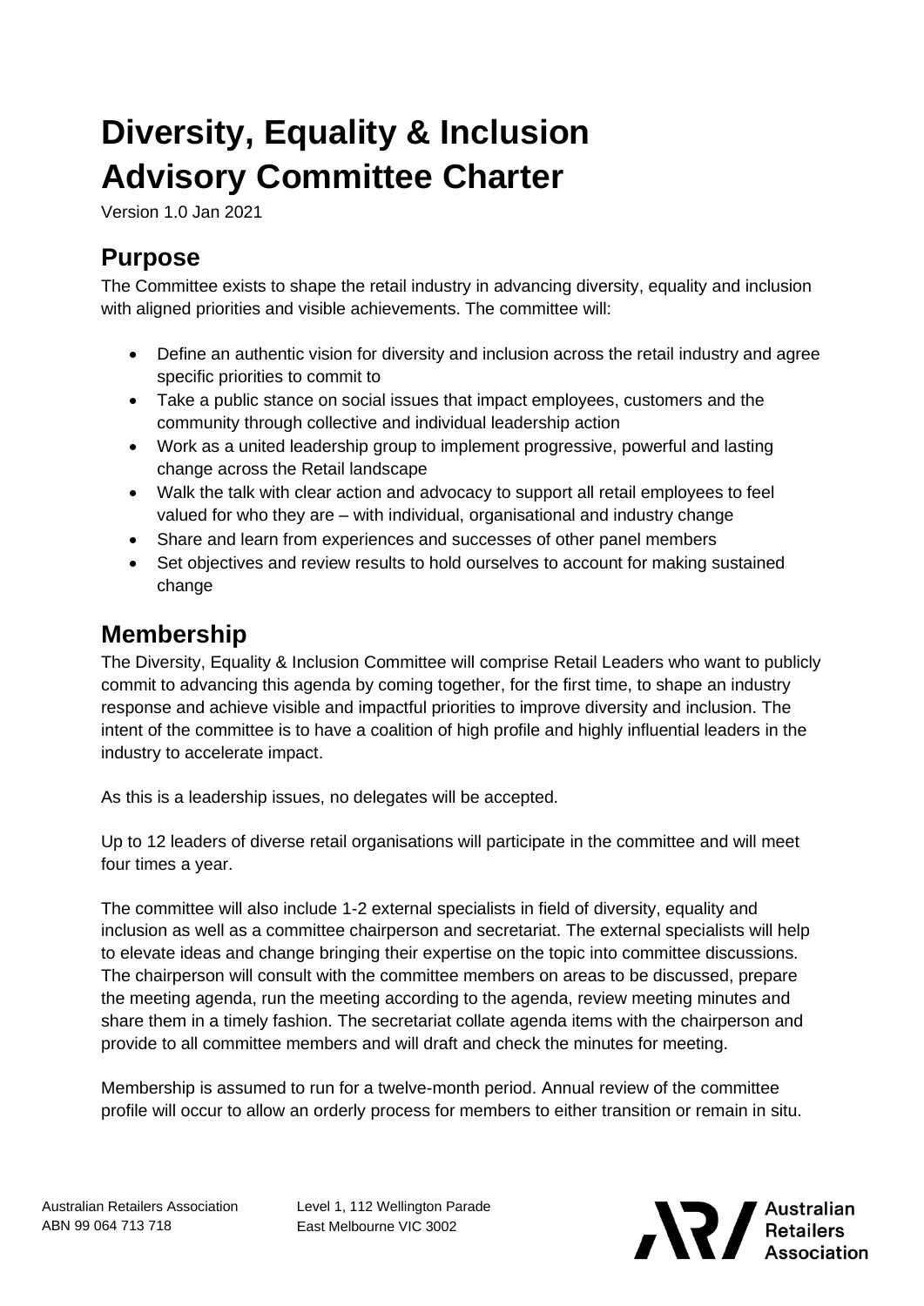# Diversity, Equality & Inclusion Advisory Committee Charter

Version 1.0 Jan 2021

## Purpose

The Committee exists to shape the retail industry in advancing diversity, equality and inclusion with aligned priorities and visible achievements. The committee will:

- Define an authentic vision for diversity and inclusion across the retail industry and agree specific priorities to commit to
- Take a public stance on social issues that impact employees, customers and the community through collective and individual leadership action
- Work as a united leadership group to implement progressive, powerful and lasting change across the Retail landscape
- Walk the talk with clear action and advocacy to support all retail employees to feel valued for who they are – with individual, organisational and industry change
- Share and learn from experiences and successes of other panel members
- Set objectives and review results to hold ourselves to account for making sustained change

## Membership

The Diversity, Equality & Inclusion Committee will comprise Retail Leaders who want to publicly commit to advancing this agenda by coming together, for the first time, to shape an industry response and achieve visible and impactful priorities to improve diversity and inclusion. The intent of the committee is to have a coalition of high profile and highly influential leaders in the industry to accelerate impact.

As this is a leadership issues, no delegates will be accepted.

Up to 12 leaders of diverse retail organisations will participate in the committee and will meet four times a year.

The committee will also include 1-2 external specialists in field of diversity, equality and inclusion as well as a committee chairperson and secretariat. The external specialists will help to elevate ideas and change bringing their expertise on the topic into committee discussions. The chairperson will consult with the committee members on areas to be discussed, prepare the meeting agenda, run the meeting according to the agenda, review meeting minutes and share them in a timely fashion. The secretariat collate agenda items with the chairperson and provide to all committee members and will draft and check the minutes for meeting.

Membership is assumed to run for a twelve-month period. Annual review of the committee profile will occur to allow an orderly process for members to either transition or remain in situ.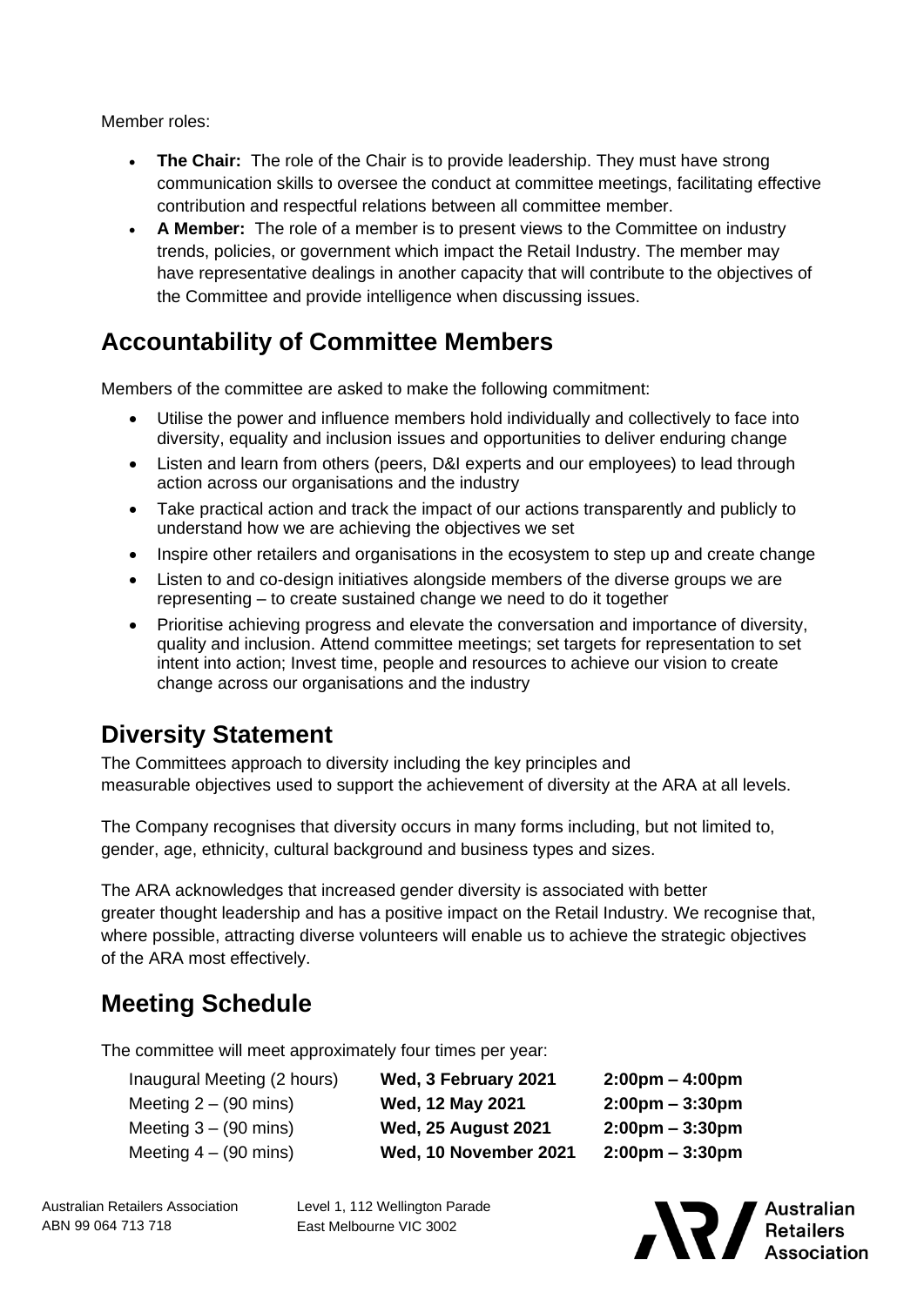Member roles:

- **The Chair:** The role of the Chair is to provide leadership. They must have strong communication skills to oversee the conduct at committee meetings, facilitating effective contribution and respectful relations between all committee member.
- **A Member:** The role of a member is to present views to the Committee on industry trends, policies, or government which impact the Retail Industry. The member may have representative dealings in another capacity that will contribute to the objectives of the Committee and provide intelligence when discussing issues.

## Accountability of Committee Members

Members of the committee are asked to make the following commitment:

- Utilise the power and influence members hold individually and collectively to face into diversity, equality and inclusion issues and opportunities to deliver enduring change
- Listen and learn from others (peers, D&I experts and our employees) to lead through action across our organisations and the industry
- Take practical action and track the impact of our actions transparently and publicly to understand how we are achieving the objectives we set
- Inspire other retailers and organisations in the ecosystem to step up and create change
- Listen to and co-design initiatives alongside members of the diverse groups we are representing – to create sustained change we need to do it together
- Prioritise achieving progress and elevate the conversation and importance of diversity, quality and inclusion. Attend committee meetings; set targets for representation to set intent into action; Invest time, people and resources to achieve our vision to create change across our organisations and the industry

## Diversity Statement

The Committees approach to diversity including the key principles and measurable objectives used to support the achievement of diversity at the ARA at all levels.

The Company recognises that diversity occurs in many forms including, but not limited to, gender, age, ethnicity, cultural background and business types and sizes.

The ARA acknowledges that increased gender diversity is associated with better greater thought leadership and has a positive impact on the Retail Industry. We recognise that, where possible, attracting diverse volunteers will enable us to achieve the strategic objectives of the ARA most effectively.

## Meeting Schedule

The committee will meet approximately four times per year:

| | | |
|---|---|---|
| Inaugural Meeting (2 hours) | **Wed, 3 February 2021** | **2:00pm – 4:00pm** |
| Meeting 2 – (90 mins) | **Wed, 12 May 2021** | **2:00pm – 3:30pm** |
| Meeting 3 – (90 mins) | **Wed, 25 August 2021** | **2:00pm – 3:30pm** |
| Meeting 4 – (90 mins) | **Wed, 10 November 2021** | **2:00pm – 3:30pm** |

Australian Retailers Association
ABN 99 064 713 718

Level 1, 112 Wellington Parade
East Melbourne VIC 3002

Australian Retailers Association